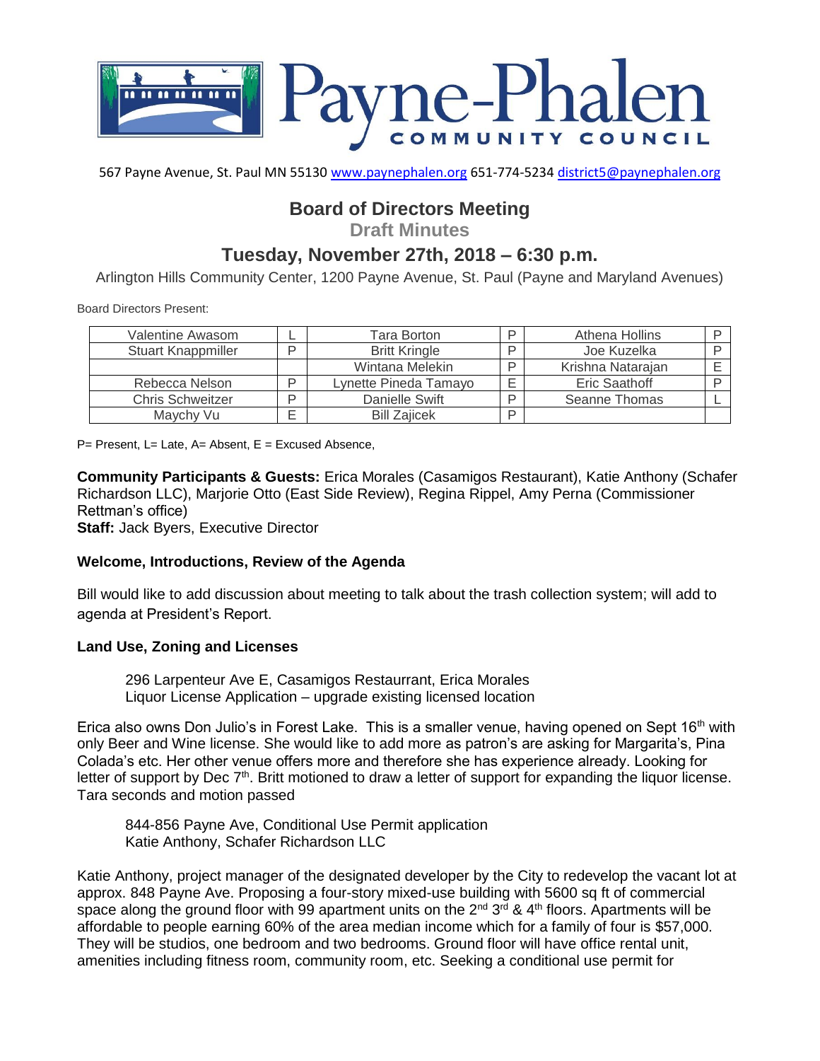# Payne-Phalen COMMUNITY COUNCIL

567 Payne Avenue, St. Paul MN 55130 www.paynephalen.org 651-774-5234 district5@paynephalen.org

## Board of Directors Meeting

**Draft Minutes**

## Tuesday, November 27th, 2018 – 6:30 p.m.

Arlington Hills Community Center, 1200 Payne Avenue, St. Paul (Payne and Maryland Avenues)

Board Directors Present:

| | | | | | |
|---|---|---|---|---|---|
| Valentine Awasom | L | Tara Borton | P | Athena Hollins | P |
| Stuart Knappmiller | P | Britt Kringle | P | Joe Kuzelka | P |
| | | Wintana Melekin | P | Krishna Natarajan | E |
| Rebecca Nelson | P | Lynette Pineda Tamayo | E | Eric Saathoff | P |
| Chris Schweitzer | P | Danielle Swift | P | Seanne Thomas | L |
| Maychy Vu | E | Bill Zajicek | P | | |

P= Present, L= Late, A= Absent, E = Excused Absence,

**Community Participants & Guests:** Erica Morales (Casamigos Restaurant), Katie Anthony (Schafer Richardson LLC), Marjorie Otto (East Side Review), Regina Rippel, Amy Perna (Commissioner Rettman's office)
**Staff:** Jack Byers, Executive Director

### Welcome, Introductions, Review of the Agenda

Bill would like to add discussion about meeting to talk about the trash collection system; will add to agenda at President's Report.

### Land Use, Zoning and Licenses

296 Larpenteur Ave E, Casamigos Restaurrant, Erica Morales
Liquor License Application – upgrade existing licensed location

Erica also owns Don Julio's in Forest Lake. This is a smaller venue, having opened on Sept 16th with only Beer and Wine license. She would like to add more as patron's are asking for Margarita's, Pina Colada's etc. Her other venue offers more and therefore she has experience already. Looking for letter of support by Dec 7th. Britt motioned to draw a letter of support for expanding the liquor license. Tara seconds and motion passed

844-856 Payne Ave, Conditional Use Permit application
Katie Anthony, Schafer Richardson LLC

Katie Anthony, project manager of the designated developer by the City to redevelop the vacant lot at approx. 848 Payne Ave. Proposing a four-story mixed-use building with 5600 sq ft of commercial space along the ground floor with 99 apartment units on the 2nd 3rd & 4th floors. Apartments will be affordable to people earning 60% of the area median income which for a family of four is $57,000. They will be studios, one bedroom and two bedrooms. Ground floor will have office rental unit, amenities including fitness room, community room, etc. Seeking a conditional use permit for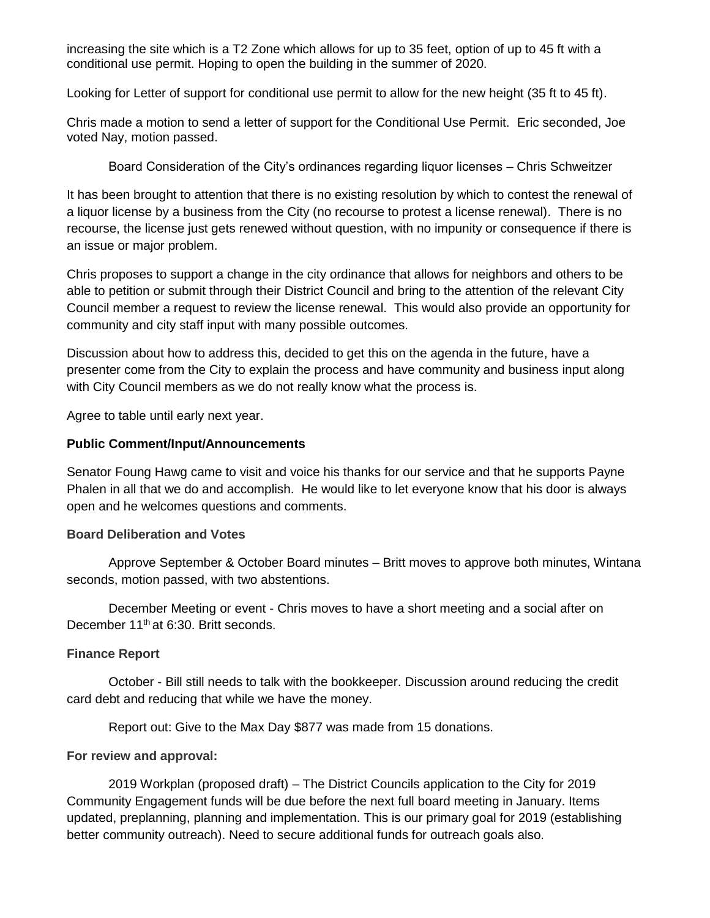increasing the site which is a T2 Zone which allows for up to 35 feet, option of up to 45 ft with a conditional use permit. Hoping to open the building in the summer of 2020.

Looking for Letter of support for conditional use permit to allow for the new height (35 ft to 45 ft).

Chris made a motion to send a letter of support for the Conditional Use Permit. Eric seconded, Joe voted Nay, motion passed.

Board Consideration of the City's ordinances regarding liquor licenses – Chris Schweitzer

It has been brought to attention that there is no existing resolution by which to contest the renewal of a liquor license by a business from the City (no recourse to protest a license renewal). There is no recourse, the license just gets renewed without question, with no impunity or consequence if there is an issue or major problem.

Chris proposes to support a change in the city ordinance that allows for neighbors and others to be able to petition or submit through their District Council and bring to the attention of the relevant City Council member a request to review the license renewal. This would also provide an opportunity for community and city staff input with many possible outcomes.

Discussion about how to address this, decided to get this on the agenda in the future, have a presenter come from the City to explain the process and have community and business input along with City Council members as we do not really know what the process is.

Agree to table until early next year.

**Public Comment/Input/Announcements**

Senator Foung Hawg came to visit and voice his thanks for our service and that he supports Payne Phalen in all that we do and accomplish. He would like to let everyone know that his door is always open and he welcomes questions and comments.

**Board Deliberation and Votes**

Approve September & October Board minutes – Britt moves to approve both minutes, Wintana seconds, motion passed, with two abstentions.

December Meeting or event - Chris moves to have a short meeting and a social after on December 11th at 6:30. Britt seconds.

**Finance Report**

October - Bill still needs to talk with the bookkeeper. Discussion around reducing the credit card debt and reducing that while we have the money.

Report out: Give to the Max Day $877 was made from 15 donations.

**For review and approval:**

2019 Workplan (proposed draft) – The District Councils application to the City for 2019 Community Engagement funds will be due before the next full board meeting in January. Items updated, preplanning, planning and implementation. This is our primary goal for 2019 (establishing better community outreach). Need to secure additional funds for outreach goals also.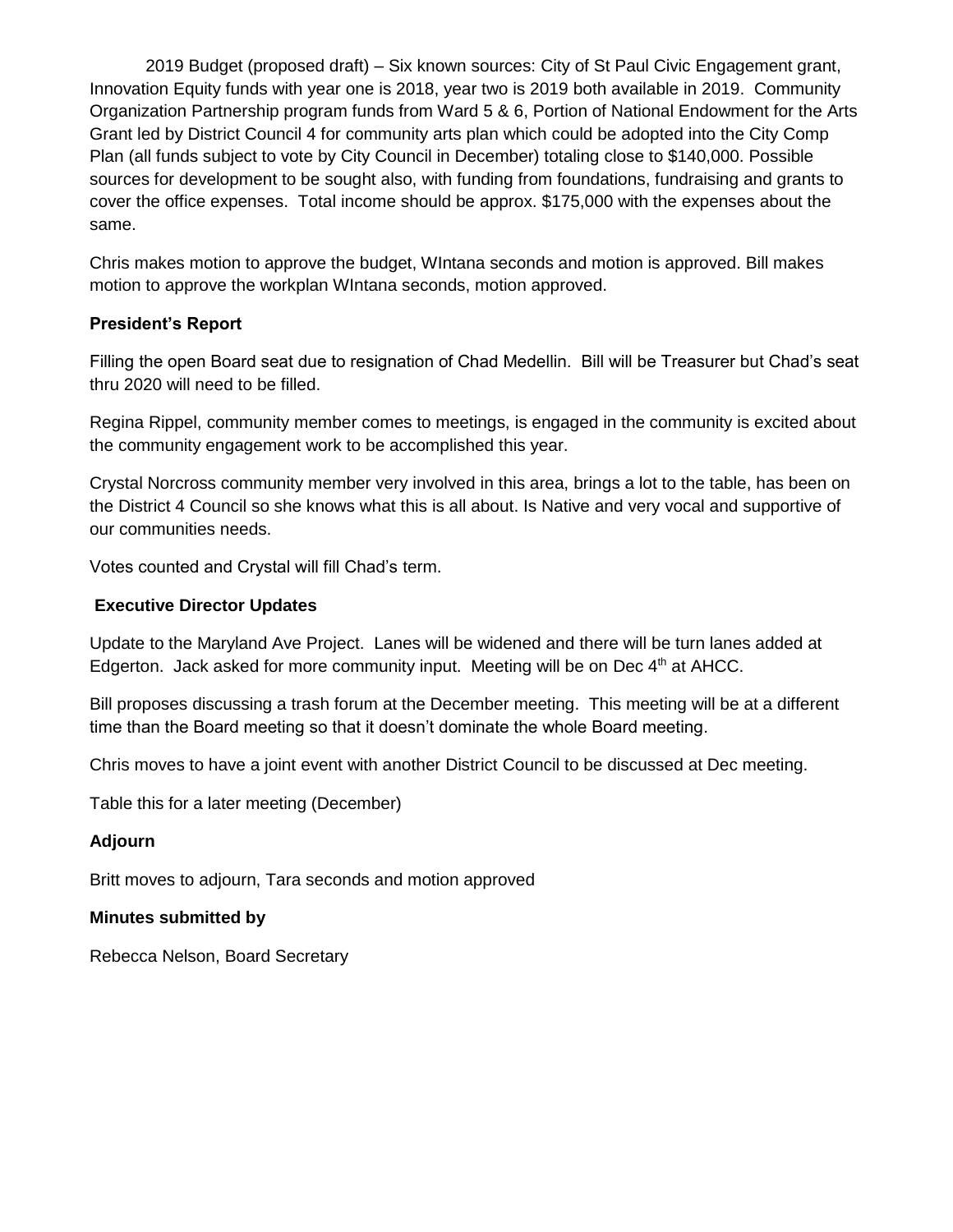2019 Budget (proposed draft) – Six known sources: City of St Paul Civic Engagement grant, Innovation Equity funds with year one is 2018, year two is 2019 both available in 2019. Community Organization Partnership program funds from Ward 5 & 6, Portion of National Endowment for the Arts Grant led by District Council 4 for community arts plan which could be adopted into the City Comp Plan (all funds subject to vote by City Council in December) totaling close to $140,000. Possible sources for development to be sought also, with funding from foundations, fundraising and grants to cover the office expenses. Total income should be approx. $175,000 with the expenses about the same.

Chris makes motion to approve the budget, WIntana seconds and motion is approved. Bill makes motion to approve the workplan WIntana seconds, motion approved.

**President's Report**

Filling the open Board seat due to resignation of Chad Medellin. Bill will be Treasurer but Chad's seat thru 2020 will need to be filled.

Regina Rippel, community member comes to meetings, is engaged in the community is excited about the community engagement work to be accomplished this year.

Crystal Norcross community member very involved in this area, brings a lot to the table, has been on the District 4 Council so she knows what this is all about. Is Native and very vocal and supportive of our communities needs.

Votes counted and Crystal will fill Chad's term.

**Executive Director Updates**

Update to the Maryland Ave Project. Lanes will be widened and there will be turn lanes added at Edgerton. Jack asked for more community input. Meeting will be on Dec 4th at AHCC.

Bill proposes discussing a trash forum at the December meeting. This meeting will be at a different time than the Board meeting so that it doesn't dominate the whole Board meeting.

Chris moves to have a joint event with another District Council to be discussed at Dec meeting.

Table this for a later meeting (December)

**Adjourn**

Britt moves to adjourn, Tara seconds and motion approved

**Minutes submitted by**

Rebecca Nelson, Board Secretary